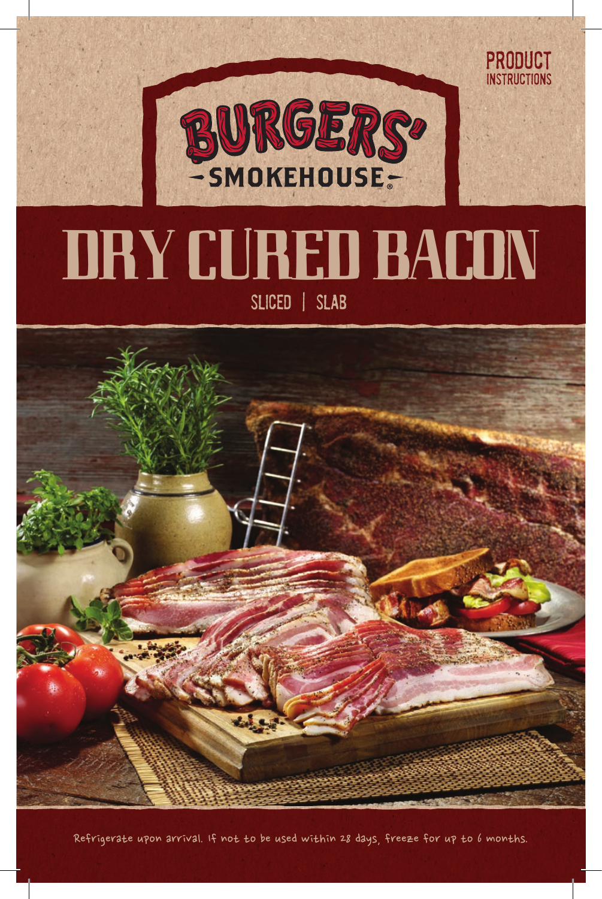PRODUCT INSTRUCTIONS

BURGERS' SMOKEHOUSE®

# DRY CURED BACON

SLICED | SLAB

Refrigerate upon arrival. If not to be used within 28 days, freeze for up to 6 months.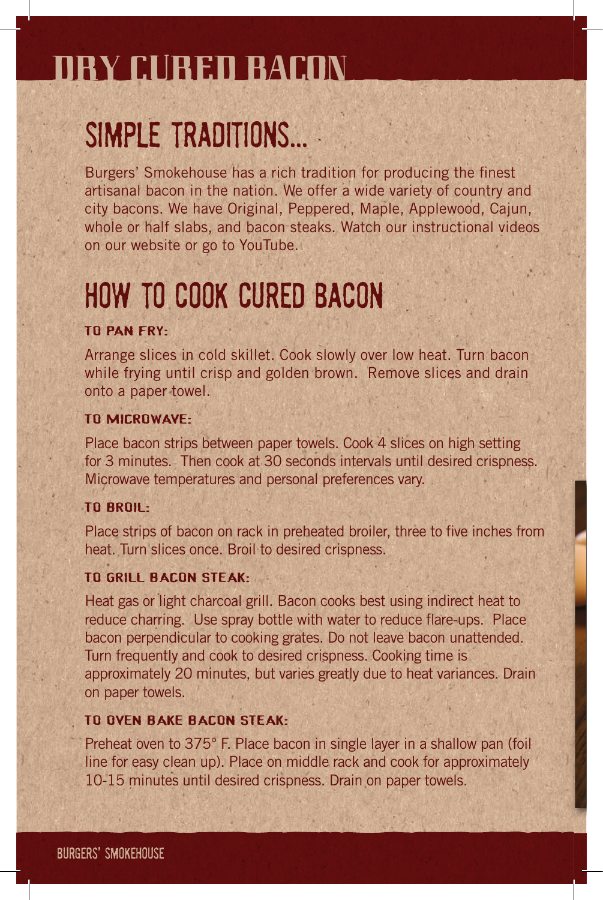# DRY CURED BACON

## SIMPLE TRADITIONS...

Burgers' Smokehouse has a rich tradition for producing the finest artisanal bacon in the nation. We offer a wide variety of country and city bacons. We have Original, Peppered, Maple, Applewood, Cajun, whole or half slabs, and bacon steaks. Watch our instructional videos on our website or go to YouTube.

## HOW TO COOK CURED BACON

### TO PAN FRY:

Arrange slices in cold skillet. Cook slowly over low heat. Turn bacon while frying until crisp and golden brown. Remove slices and drain onto a paper towel.

### TO MICROWAVE:

Place bacon strips between paper towels. Cook 4 slices on high setting for 3 minutes. Then cook at 30 seconds intervals until desired crispness. Microwave temperatures and personal preferences vary.

### TO BROIL:

Place strips of bacon on rack in preheated broiler, three to five inches from heat. Turn slices once. Broil to desired crispness.

### TO GRILL BACON STEAK:

Heat gas or light charcoal grill. Bacon cooks best using indirect heat to reduce charring. Use spray bottle with water to reduce flare-ups. Place bacon perpendicular to cooking grates. Do not leave bacon unattended. Turn frequently and cook to desired crispness. Cooking time is approximately 20 minutes, but varies greatly due to heat variances. Drain on paper towels.

### TO OVEN BAKE BACON STEAK:

Preheat oven to 375° F. Place bacon in single layer in a shallow pan (foil line for easy clean up). Place on middle rack and cook for approximately 10-15 minutes until desired crispness. Drain on paper towels.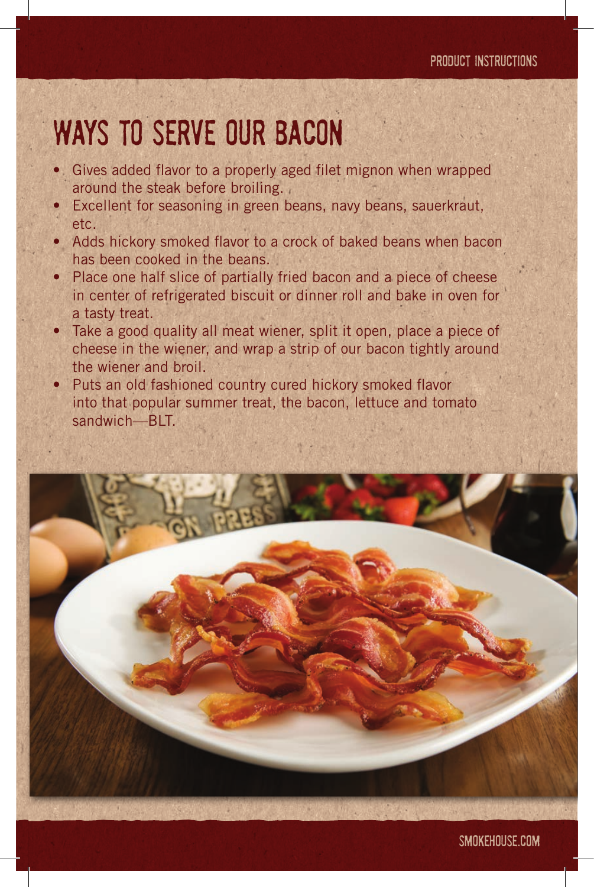# WAYS TO SERVE OUR BACON

- Gives added flavor to a properly aged filet mignon when wrapped around the steak before broiling.
- Excellent for seasoning in green beans, navy beans, sauerkraut, etc.
- Adds hickory smoked flavor to a crock of baked beans when bacon has been cooked in the beans.
- Place one half slice of partially fried bacon and a piece of cheese in center of refrigerated biscuit or dinner roll and bake in oven for a tasty treat.
- Take a good quality all meat wiener, split it open, place a piece of cheese in the wiener, and wrap a strip of our bacon tightly around the wiener and broil.
- Puts an old fashioned country cured hickory smoked flavor into that popular summer treat, the bacon, lettuce and tomato sandwich—BLT.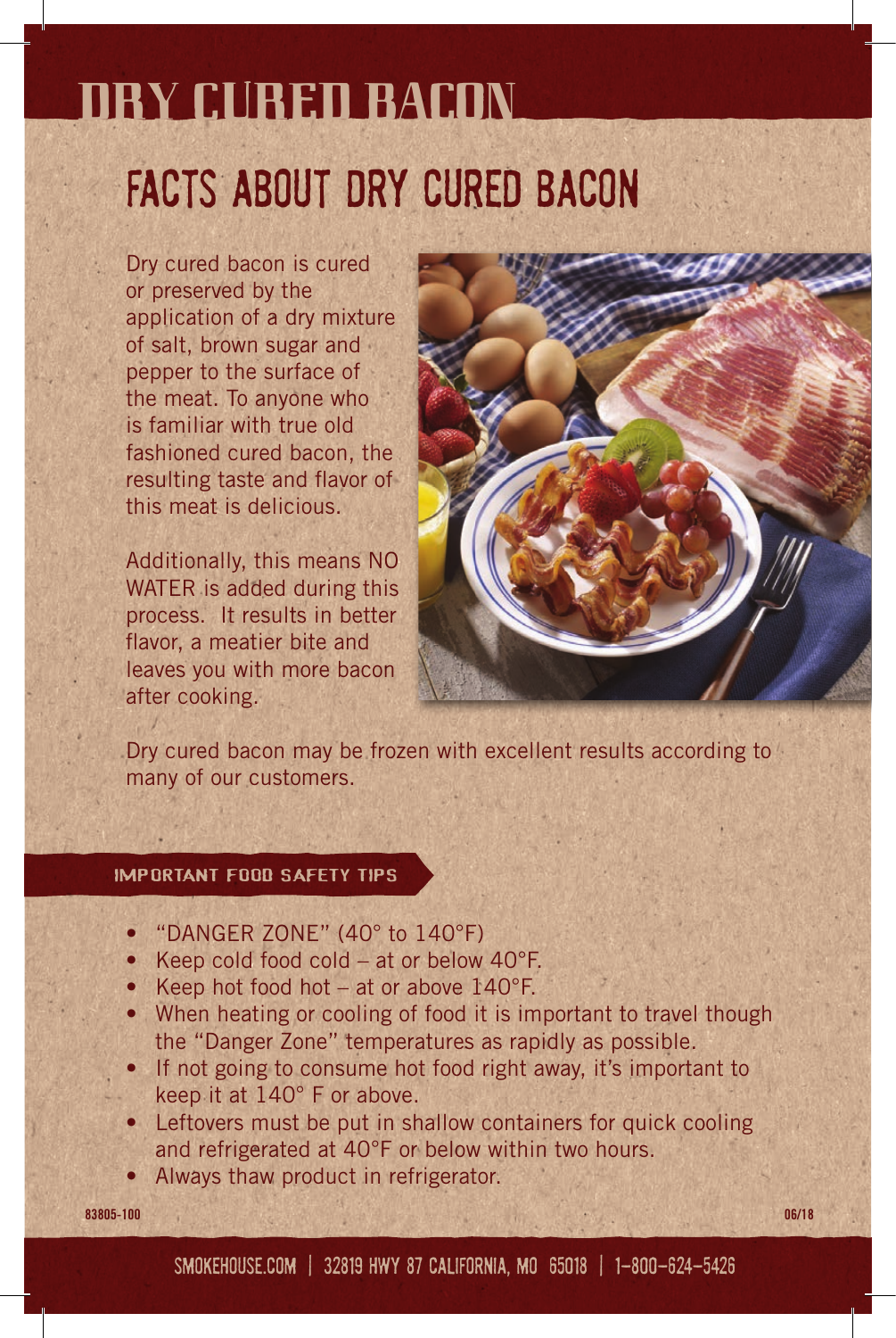# DRY CURED BACON

## FACTS ABOUT DRY CURED BACON

Dry cured bacon is cured or preserved by the application of a dry mixture of salt, brown sugar and pepper to the surface of the meat. To anyone who is familiar with true old fashioned cured bacon, the resulting taste and flavor of this meat is delicious.

Additionally, this means NO WATER is added during this process. It results in better flavor, a meatier bite and leaves you with more bacon after cooking.

Dry cured bacon may be frozen with excellent results according to many of our customers.

### IMPORTANT FOOD SAFETY TIPS

- "DANGER ZONE" (40° to 140°F)
- Keep cold food cold – at or below 40°F.
- Keep hot food hot – at or above 140°F.
- When heating or cooling of food it is important to travel though the "Danger Zone" temperatures as rapidly as possible.
- If not going to consume hot food right away, it's important to keep it at 140° F or above.
- Leftovers must be put in shallow containers for quick cooling and refrigerated at 40°F or below within two hours.
- Always thaw product in refrigerator.

83805-100 06/18

SMOKEHOUSE.COM | 32819 HWY 87 CALIFORNIA, MO 65018 | 1-800-624-5426